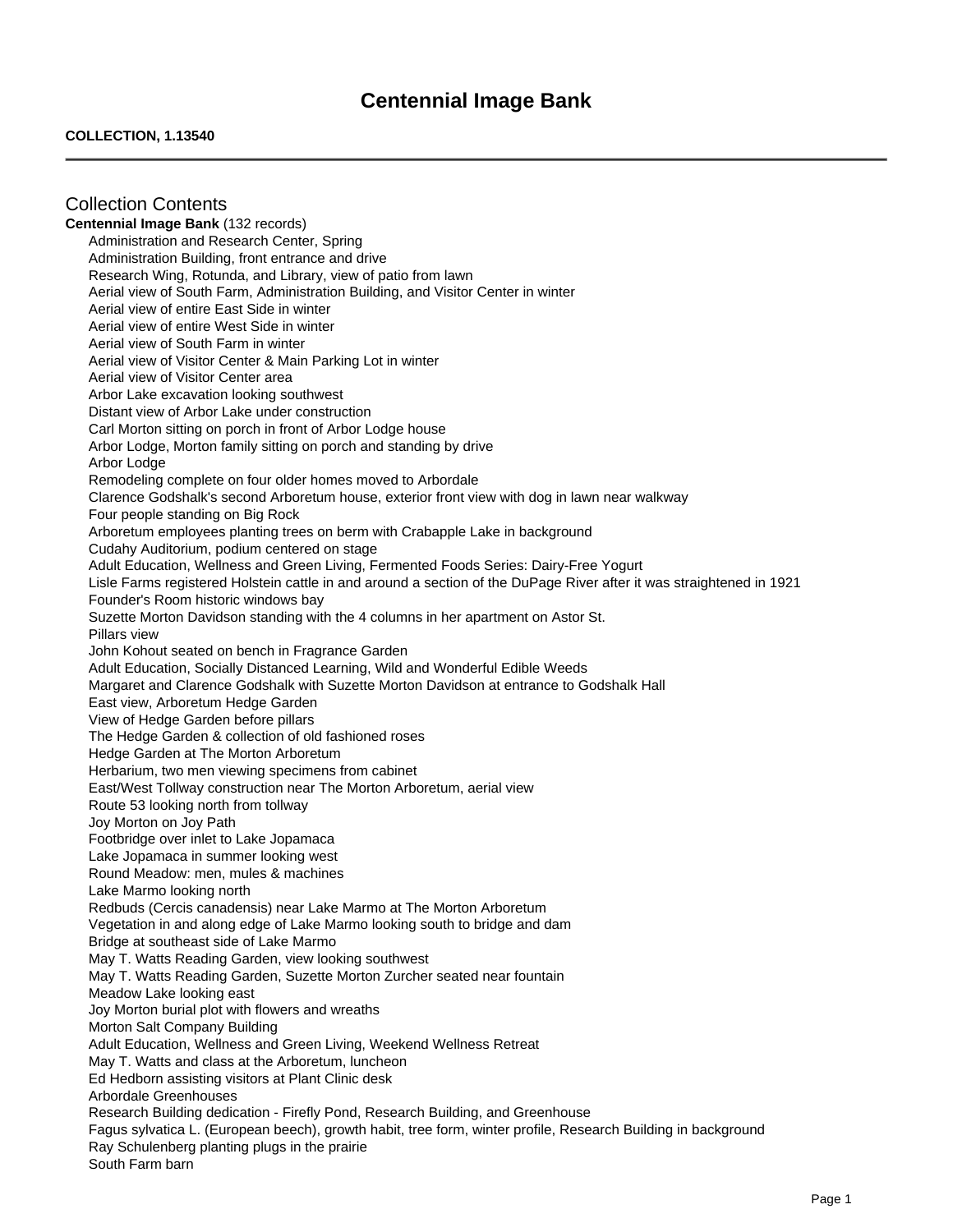# Centennial Image Bank

**COLLECTION, 1.13540**

---

## Collection Contents

**Centennial Image Bank** (132 records)

- Administration and Research Center, Spring
- Administration Building, front entrance and drive
- Research Wing, Rotunda, and Library, view of patio from lawn
- Aerial view of South Farm, Administration Building, and Visitor Center in winter
- Aerial view of entire East Side in winter
- Aerial view of entire West Side in winter
- Aerial view of South Farm in winter
- Aerial view of Visitor Center & Main Parking Lot in winter
- Aerial view of Visitor Center area
- Arbor Lake excavation looking southwest
- Distant view of Arbor Lake under construction
- Carl Morton sitting on porch in front of Arbor Lodge house
- Arbor Lodge, Morton family sitting on porch and standing by drive
- Arbor Lodge
- Remodeling complete on four older homes moved to Arbordale
- Clarence Godshalk's second Arboretum house, exterior front view with dog in lawn near walkway
- Four people standing on Big Rock
- Arboretum employees planting trees on berm with Crabapple Lake in background
- Cudahy Auditorium, podium centered on stage
- Adult Education, Wellness and Green Living, Fermented Foods Series: Dairy-Free Yogurt
- Lisle Farms registered Holstein cattle in and around a section of the DuPage River after it was straightened in 1921
- Founder's Room historic windows bay
- Suzette Morton Davidson standing with the 4 columns in her apartment on Astor St.
- Pillars view
- John Kohout seated on bench in Fragrance Garden
- Adult Education, Socially Distanced Learning, Wild and Wonderful Edible Weeds
- Margaret and Clarence Godshalk with Suzette Morton Davidson at entrance to Godshalk Hall
- East view, Arboretum Hedge Garden
- View of Hedge Garden before pillars
- The Hedge Garden & collection of old fashioned roses
- Hedge Garden at The Morton Arboretum
- Herbarium, two men viewing specimens from cabinet
- East/West Tollway construction near The Morton Arboretum, aerial view
- Route 53 looking north from tollway
- Joy Morton on Joy Path
- Footbridge over inlet to Lake Jopamaca
- Lake Jopamaca in summer looking west
- Round Meadow: men, mules & machines
- Lake Marmo looking north
- Redbuds (Cercis canadensis) near Lake Marmo at The Morton Arboretum
- Vegetation in and along edge of Lake Marmo looking south to bridge and dam
- Bridge at southeast side of Lake Marmo
- May T. Watts Reading Garden, view looking southwest
- May T. Watts Reading Garden, Suzette Morton Zurcher seated near fountain
- Meadow Lake looking east
- Joy Morton burial plot with flowers and wreaths
- Morton Salt Company Building
- Adult Education, Wellness and Green Living, Weekend Wellness Retreat
- May T. Watts and class at the Arboretum, luncheon
- Ed Hedborn assisting visitors at Plant Clinic desk
- Arbordale Greenhouses
- Research Building dedication - Firefly Pond, Research Building, and Greenhouse
- Fagus sylvatica L. (European beech), growth habit, tree form, winter profile, Research Building in background
- Ray Schulenberg planting plugs in the prairie
- South Farm barn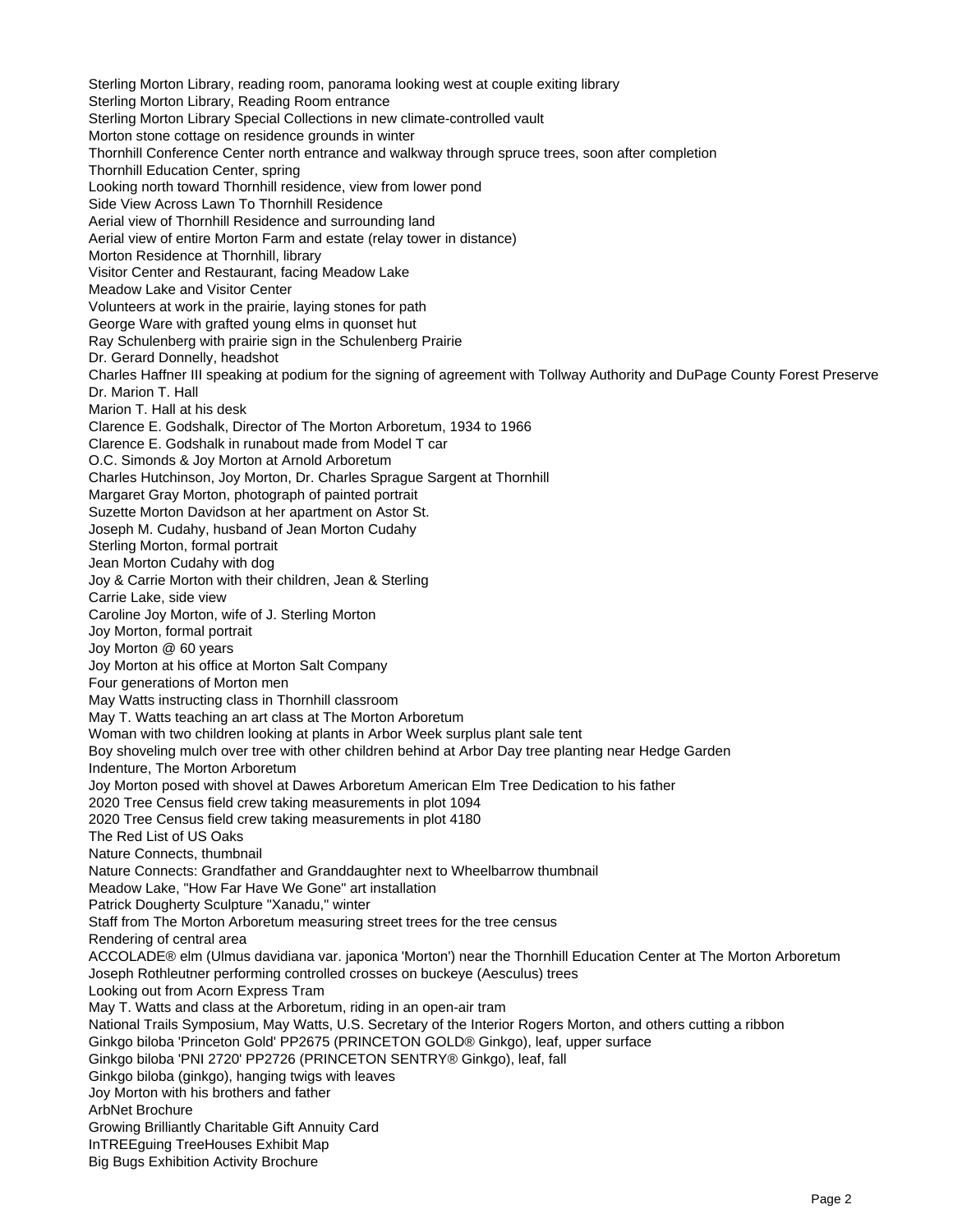Sterling Morton Library, reading room, panorama looking west at couple exiting library
Sterling Morton Library, Reading Room entrance
Sterling Morton Library Special Collections in new climate-controlled vault
Morton stone cottage on residence grounds in winter
Thornhill Conference Center north entrance and walkway through spruce trees, soon after completion
Thornhill Education Center, spring
Looking north toward Thornhill residence, view from lower pond
Side View Across Lawn To Thornhill Residence
Aerial view of Thornhill Residence and surrounding land
Aerial view of entire Morton Farm and estate (relay tower in distance)
Morton Residence at Thornhill, library
Visitor Center and Restaurant, facing Meadow Lake
Meadow Lake and Visitor Center
Volunteers at work in the prairie, laying stones for path
George Ware with grafted young elms in quonset hut
Ray Schulenberg with prairie sign in the Schulenberg Prairie
Dr. Gerard Donnelly, headshot
Charles Haffner III speaking at podium for the signing of agreement with Tollway Authority and DuPage County Forest Preserve
Dr. Marion T. Hall
Marion T. Hall at his desk
Clarence E. Godshalk, Director of The Morton Arboretum, 1934 to 1966
Clarence E. Godshalk in runabout made from Model T car
O.C. Simonds & Joy Morton at Arnold Arboretum
Charles Hutchinson, Joy Morton, Dr. Charles Sprague Sargent at Thornhill
Margaret Gray Morton, photograph of painted portrait
Suzette Morton Davidson at her apartment on Astor St.
Joseph M. Cudahy, husband of Jean Morton Cudahy
Sterling Morton, formal portrait
Jean Morton Cudahy with dog
Joy & Carrie Morton with their children, Jean & Sterling
Carrie Lake, side view
Caroline Joy Morton, wife of J. Sterling Morton
Joy Morton, formal portrait
Joy Morton @ 60 years
Joy Morton at his office at Morton Salt Company
Four generations of Morton men
May Watts instructing class in Thornhill classroom
May T. Watts teaching an art class at The Morton Arboretum
Woman with two children looking at plants in Arbor Week surplus plant sale tent
Boy shoveling mulch over tree with other children behind at Arbor Day tree planting near Hedge Garden
Indenture, The Morton Arboretum
Joy Morton posed with shovel at Dawes Arboretum American Elm Tree Dedication to his father
2020 Tree Census field crew taking measurements in plot 1094
2020 Tree Census field crew taking measurements in plot 4180
The Red List of US Oaks
Nature Connects, thumbnail
Nature Connects: Grandfather and Granddaughter next to Wheelbarrow thumbnail
Meadow Lake, "How Far Have We Gone" art installation
Patrick Dougherty Sculpture "Xanadu," winter
Staff from The Morton Arboretum measuring street trees for the tree census
Rendering of central area
ACCOLADE® elm (Ulmus davidiana var. japonica 'Morton') near the Thornhill Education Center at The Morton Arboretum
Joseph Rothleutner performing controlled crosses on buckeye (Aesculus) trees
Looking out from Acorn Express Tram
May T. Watts and class at the Arboretum, riding in an open-air tram
National Trails Symposium, May Watts, U.S. Secretary of the Interior Rogers Morton, and others cutting a ribbon
Ginkgo biloba 'Princeton Gold' PP2675 (PRINCETON GOLD® Ginkgo), leaf, upper surface
Ginkgo biloba 'PNI 2720' PP2726 (PRINCETON SENTRY® Ginkgo), leaf, fall
Ginkgo biloba (ginkgo), hanging twigs with leaves
Joy Morton with his brothers and father
ArbNet Brochure
Growing Brilliantly Charitable Gift Annuity Card
InTREEguing TreeHouses Exhibit Map
Big Bugs Exhibition Activity Brochure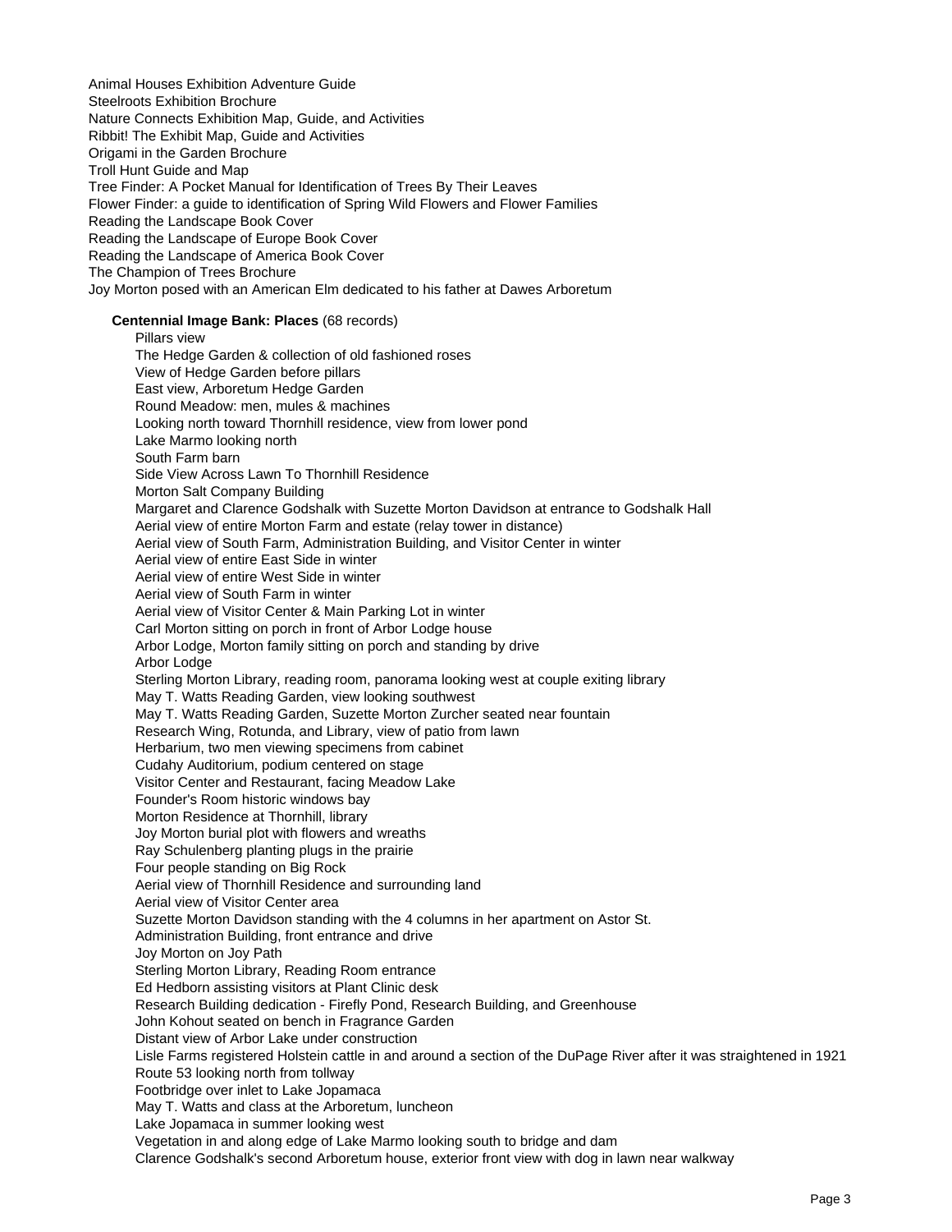Animal Houses Exhibition Adventure Guide
Steelroots Exhibition Brochure
Nature Connects Exhibition Map, Guide, and Activities
Ribbit! The Exhibit Map, Guide and Activities
Origami in the Garden Brochure
Troll Hunt Guide and Map
Tree Finder: A Pocket Manual for Identification of Trees By Their Leaves
Flower Finder: a guide to identification of Spring Wild Flowers and Flower Families
Reading the Landscape Book Cover
Reading the Landscape of Europe Book Cover
Reading the Landscape of America Book Cover
The Champion of Trees Brochure
Joy Morton posed with an American Elm dedicated to his father at Dawes Arboretum

**Centennial Image Bank: Places** (68 records)

Pillars view
The Hedge Garden & collection of old fashioned roses
View of Hedge Garden before pillars
East view, Arboretum Hedge Garden
Round Meadow: men, mules & machines
Looking north toward Thornhill residence, view from lower pond
Lake Marmo looking north
South Farm barn
Side View Across Lawn To Thornhill Residence
Morton Salt Company Building
Margaret and Clarence Godshalk with Suzette Morton Davidson at entrance to Godshalk Hall
Aerial view of entire Morton Farm and estate (relay tower in distance)
Aerial view of South Farm, Administration Building, and Visitor Center in winter
Aerial view of entire East Side in winter
Aerial view of entire West Side in winter
Aerial view of South Farm in winter
Aerial view of Visitor Center & Main Parking Lot in winter
Carl Morton sitting on porch in front of Arbor Lodge house
Arbor Lodge, Morton family sitting on porch and standing by drive
Arbor Lodge
Sterling Morton Library, reading room, panorama looking west at couple exiting library
May T. Watts Reading Garden, view looking southwest
May T. Watts Reading Garden, Suzette Morton Zurcher seated near fountain
Research Wing, Rotunda, and Library, view of patio from lawn
Herbarium, two men viewing specimens from cabinet
Cudahy Auditorium, podium centered on stage
Visitor Center and Restaurant, facing Meadow Lake
Founder's Room historic windows bay
Morton Residence at Thornhill, library
Joy Morton burial plot with flowers and wreaths
Ray Schulenberg planting plugs in the prairie
Four people standing on Big Rock
Aerial view of Thornhill Residence and surrounding land
Aerial view of Visitor Center area
Suzette Morton Davidson standing with the 4 columns in her apartment on Astor St.
Administration Building, front entrance and drive
Joy Morton on Joy Path
Sterling Morton Library, Reading Room entrance
Ed Hedborn assisting visitors at Plant Clinic desk
Research Building dedication - Firefly Pond, Research Building, and Greenhouse
John Kohout seated on bench in Fragrance Garden
Distant view of Arbor Lake under construction
Lisle Farms registered Holstein cattle in and around a section of the DuPage River after it was straightened in 1921
Route 53 looking north from tollway
Footbridge over inlet to Lake Jopamaca
May T. Watts and class at the Arboretum, luncheon
Lake Jopamaca in summer looking west
Vegetation in and along edge of Lake Marmo looking south to bridge and dam
Clarence Godshalk's second Arboretum house, exterior front view with dog in lawn near walkway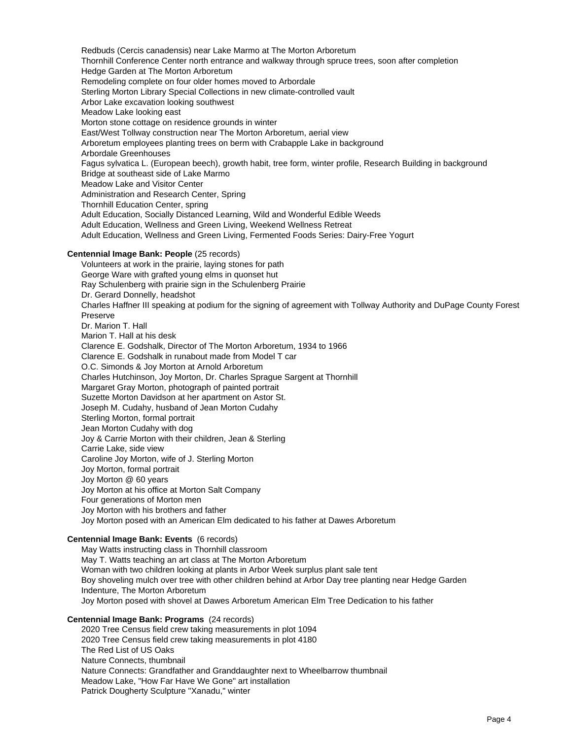Redbuds (Cercis canadensis) near Lake Marmo at The Morton Arboretum
Thornhill Conference Center north entrance and walkway through spruce trees, soon after completion
Hedge Garden at The Morton Arboretum
Remodeling complete on four older homes moved to Arbordale
Sterling Morton Library Special Collections in new climate-controlled vault
Arbor Lake excavation looking southwest
Meadow Lake looking east
Morton stone cottage on residence grounds in winter
East/West Tollway construction near The Morton Arboretum, aerial view
Arboretum employees planting trees on berm with Crabapple Lake in background
Arbordale Greenhouses
Fagus sylvatica L. (European beech), growth habit, tree form, winter profile, Research Building in background
Bridge at southeast side of Lake Marmo
Meadow Lake and Visitor Center
Administration and Research Center, Spring
Thornhill Education Center, spring
Adult Education, Socially Distanced Learning, Wild and Wonderful Edible Weeds
Adult Education, Wellness and Green Living, Weekend Wellness Retreat
Adult Education, Wellness and Green Living, Fermented Foods Series: Dairy-Free Yogurt

**Centennial Image Bank: People** (25 records)

Volunteers at work in the prairie, laying stones for path
George Ware with grafted young elms in quonset hut
Ray Schulenberg with prairie sign in the Schulenberg Prairie
Dr. Gerard Donnelly, headshot
Charles Haffner III speaking at podium for the signing of agreement with Tollway Authority and DuPage County Forest Preserve
Dr. Marion T. Hall
Marion T. Hall at his desk
Clarence E. Godshalk, Director of The Morton Arboretum, 1934 to 1966
Clarence E. Godshalk in runabout made from Model T car
O.C. Simonds & Joy Morton at Arnold Arboretum
Charles Hutchinson, Joy Morton, Dr. Charles Sprague Sargent at Thornhill
Margaret Gray Morton, photograph of painted portrait
Suzette Morton Davidson at her apartment on Astor St.
Joseph M. Cudahy, husband of Jean Morton Cudahy
Sterling Morton, formal portrait
Jean Morton Cudahy with dog
Joy & Carrie Morton with their children, Jean & Sterling
Carrie Lake, side view
Caroline Joy Morton, wife of J. Sterling Morton
Joy Morton, formal portrait
Joy Morton @ 60 years
Joy Morton at his office at Morton Salt Company
Four generations of Morton men
Joy Morton with his brothers and father
Joy Morton posed with an American Elm dedicated to his father at Dawes Arboretum

**Centennial Image Bank: Events** (6 records)

May Watts instructing class in Thornhill classroom
May T. Watts teaching an art class at The Morton Arboretum
Woman with two children looking at plants in Arbor Week surplus plant sale tent
Boy shoveling mulch over tree with other children behind at Arbor Day tree planting near Hedge Garden
Indenture, The Morton Arboretum
Joy Morton posed with shovel at Dawes Arboretum American Elm Tree Dedication to his father

**Centennial Image Bank: Programs** (24 records)

2020 Tree Census field crew taking measurements in plot 1094
2020 Tree Census field crew taking measurements in plot 4180
The Red List of US Oaks
Nature Connects, thumbnail
Nature Connects: Grandfather and Granddaughter next to Wheelbarrow thumbnail
Meadow Lake, "How Far Have We Gone" art installation
Patrick Dougherty Sculpture "Xanadu," winter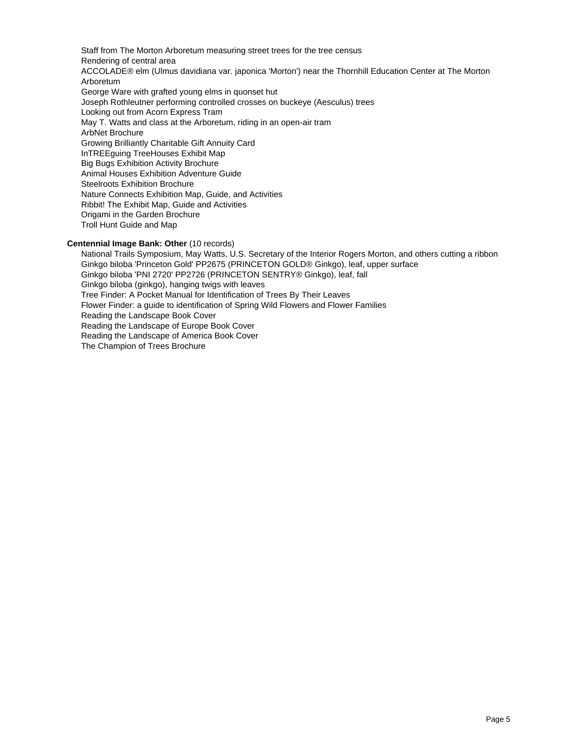Staff from The Morton Arboretum measuring street trees for the tree census
Rendering of central area
ACCOLADE® elm (Ulmus davidiana var. japonica 'Morton') near the Thornhill Education Center at The Morton Arboretum
George Ware with grafted young elms in quonset hut
Joseph Rothleutner performing controlled crosses on buckeye (Aesculus) trees
Looking out from Acorn Express Tram
May T. Watts and class at the Arboretum, riding in an open-air tram
ArbNet Brochure
Growing Brilliantly Charitable Gift Annuity Card
InTREEguing TreeHouses Exhibit Map
Big Bugs Exhibition Activity Brochure
Animal Houses Exhibition Adventure Guide
Steelroots Exhibition Brochure
Nature Connects Exhibition Map, Guide, and Activities
Ribbit! The Exhibit Map, Guide and Activities
Origami in the Garden Brochure
Troll Hunt Guide and Map

**Centennial Image Bank: Other** (10 records)

National Trails Symposium, May Watts, U.S. Secretary of the Interior Rogers Morton, and others cutting a ribbon
Ginkgo biloba 'Princeton Gold' PP2675 (PRINCETON GOLD® Ginkgo), leaf, upper surface
Ginkgo biloba 'PNI 2720' PP2726 (PRINCETON SENTRY® Ginkgo), leaf, fall
Ginkgo biloba (ginkgo), hanging twigs with leaves
Tree Finder: A Pocket Manual for Identification of Trees By Their Leaves
Flower Finder: a guide to identification of Spring Wild Flowers and Flower Families
Reading the Landscape Book Cover
Reading the Landscape of Europe Book Cover
Reading the Landscape of America Book Cover
The Champion of Trees Brochure